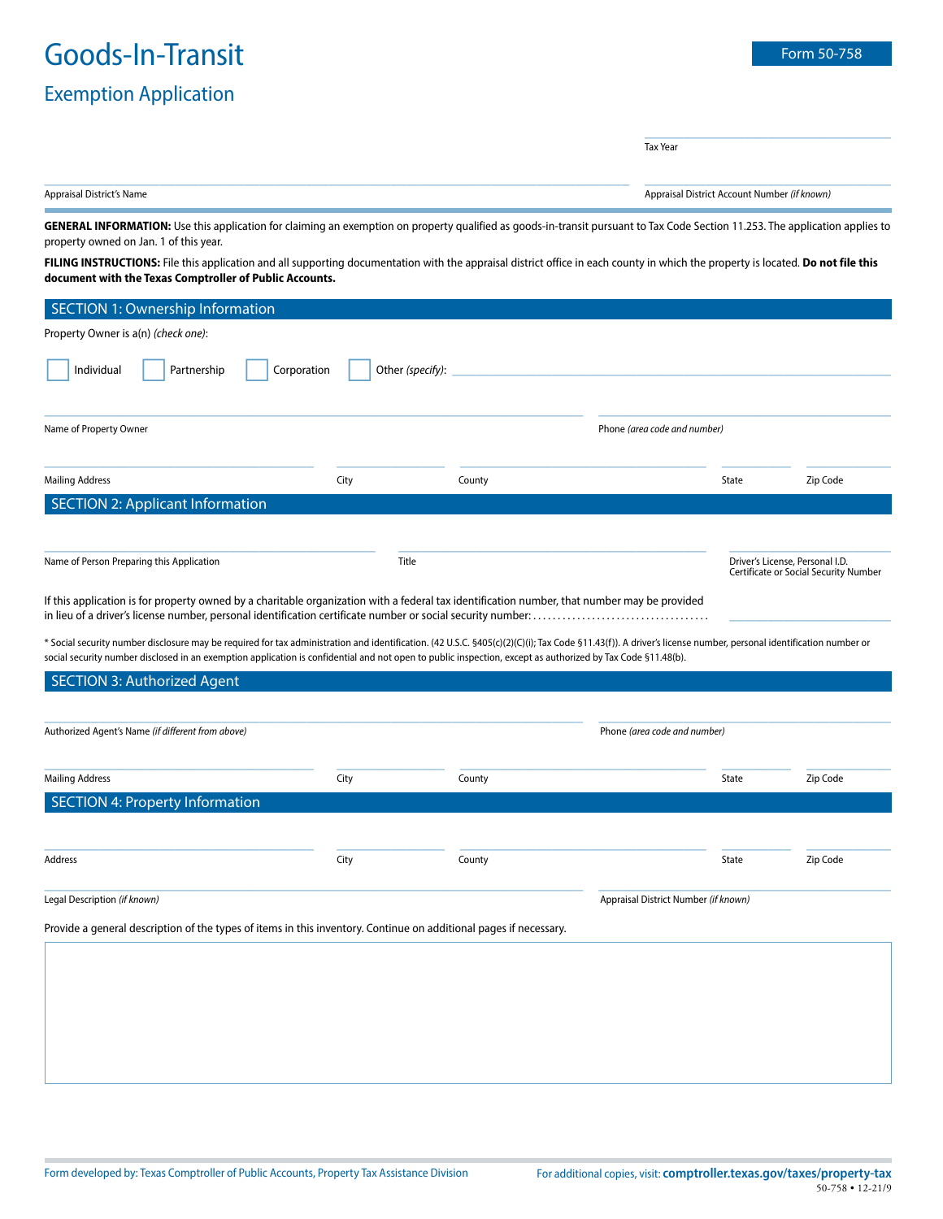# Goods-In-Transit

## Exemption Application

Form 50-758

Tax Year

Appraisal District's Name

Appraisal District Account Number *(if known)*

**GENERAL INFORMATION:** Use this application for claiming an exemption on property qualified as goods-in-transit pursuant to Tax Code Section 11.253. The application applies to property owned on Jan. 1 of this year.

**FILING INSTRUCTIONS:** File this application and all supporting documentation with the appraisal district office in each county in which the property is located. **Do not file this document with the Texas Comptroller of Public Accounts.**

## SECTION 1: Ownership Information

Property Owner is a(n) *(check one)*:

☐ Individual ☐ Partnership ☐ Corporation ☐ Other *(specify)*: ____________________

Name of Property Owner

Phone *(area code and number)*

Mailing Address | City | County | State | Zip Code

## SECTION 2: Applicant Information

Name of Person Preparing this Application

Title

Driver's License, Personal I.D. Certificate or Social Security Number

If this application is for property owned by a charitable organization with a federal tax identification number, that number may be provided in lieu of a driver's license number, personal identification certificate number or social security number: ..................................

\* Social security number disclosure may be required for tax administration and identification. (42 U.S.C. §405(c)(2)(C)(i); Tax Code §11.43(f)). A driver's license number, personal identification number or social security number disclosed in an exemption application is confidential and not open to public inspection, except as authorized by Tax Code §11.48(b).

## SECTION 3: Authorized Agent

Authorized Agent's Name *(if different from above)*

Phone *(area code and number)*

Mailing Address | City | County | State | Zip Code

## SECTION 4: Property Information

Address | City | County | State | Zip Code

Legal Description *(if known)*

Appraisal District Number *(if known)*

Provide a general description of the types of items in this inventory. Continue on additional pages if necessary.

Form developed by: Texas Comptroller of Public Accounts, Property Tax Assistance Division

For additional copies, visit: **comptroller.texas.gov/taxes/property-tax**

50-758 • 12-21/9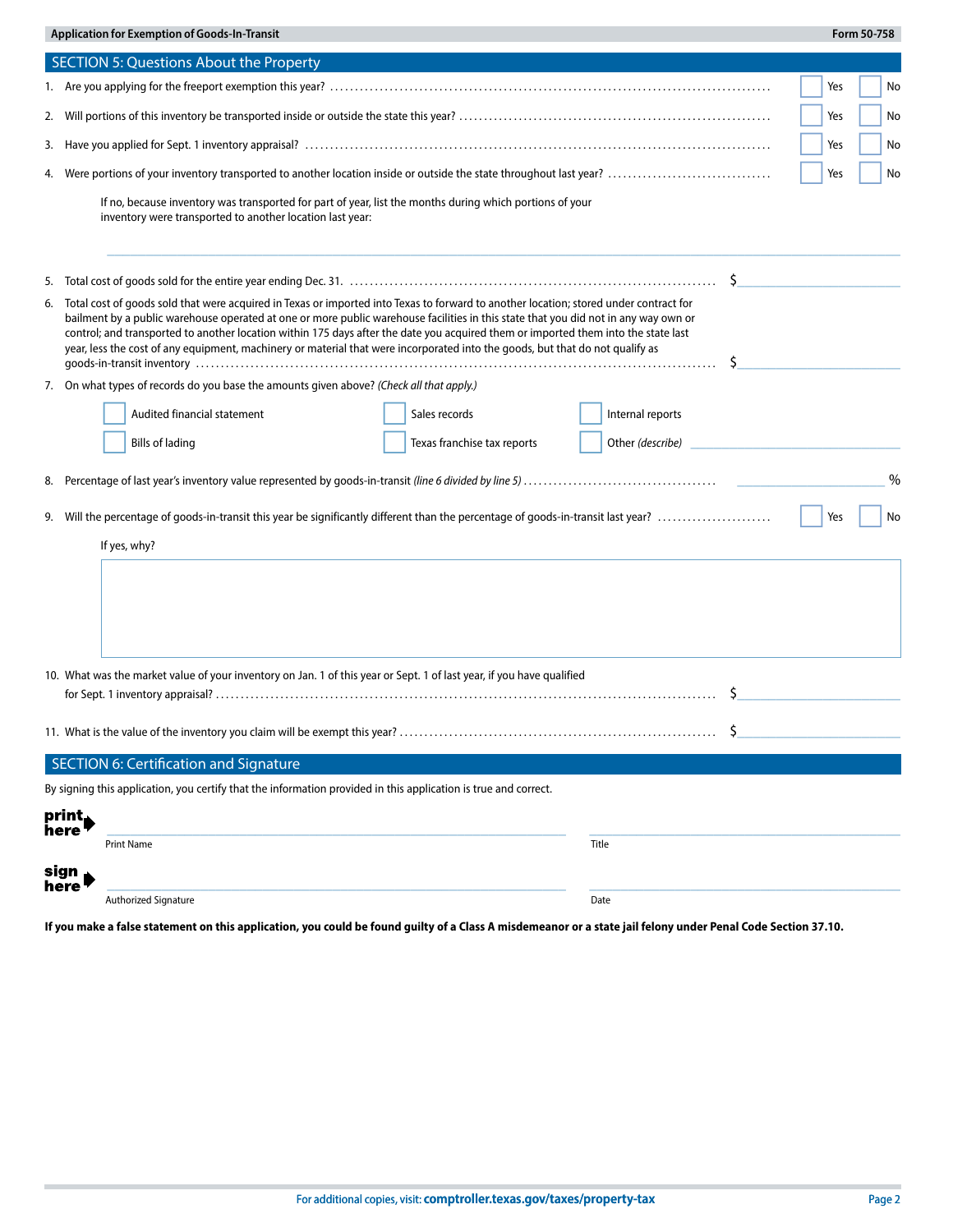## SECTION 5: Questions About the Property

1. Are you applying for the freeport exemption this year? ☐ Yes ☐ No

2. Will portions of this inventory be transported inside or outside the state this year? ☐ Yes ☐ No

3. Have you applied for Sept. 1 inventory appraisal? ☐ Yes ☐ No

4. Were portions of your inventory transported to another location inside or outside the state throughout last year? ☐ Yes ☐ No

   If no, because inventory was transported for part of year, list the months during which portions of your inventory were transported to another location last year:

   ______________________________

5. Total cost of goods sold for the entire year ending Dec. 31. $ ______________

6. Total cost of goods sold that were acquired in Texas or imported into Texas to forward to another location; stored under contract for bailment by a public warehouse operated at one or more public warehouse facilities in this state that you did not in any way own or control; and transported to another location within 175 days after the date you acquired them or imported them into the state last year, less the cost of any equipment, machinery or material that were incorporated into the goods, but that do not qualify as goods-in-transit inventory $ ______________

7. On what types of records do you base the amounts given above? *(Check all that apply.)*

   ☐ Audited financial statement ☐ Sales records ☐ Internal reports

   ☐ Bills of lading ☐ Texas franchise tax reports ☐ Other *(describe)* ______________

8. Percentage of last year's inventory value represented by goods-in-transit *(line 6 divided by line 5)* ______________ %

9. Will the percentage of goods-in-transit this year be significantly different than the percentage of goods-in-transit last year? ☐ Yes ☐ No

   If yes, why?

   ______________________________

10. What was the market value of your inventory on Jan. 1 of this year or Sept. 1 of last year, if you have qualified for Sept. 1 inventory appraisal? $ ______________

11. What is the value of the inventory you claim will be exempt this year? $ ______________

## SECTION 6: Certification and Signature

By signing this application, you certify that the information provided in this application is true and correct.

**print here** ______________________________ ______________________________

Print Name Title

**sign here** ______________________________ ______________________________

Authorized Signature Date

**If you make a false statement on this application, you could be found guilty of a Class A misdemeanor or a state jail felony under Penal Code Section 37.10.**

For additional copies, visit: **comptroller.texas.gov/taxes/property-tax**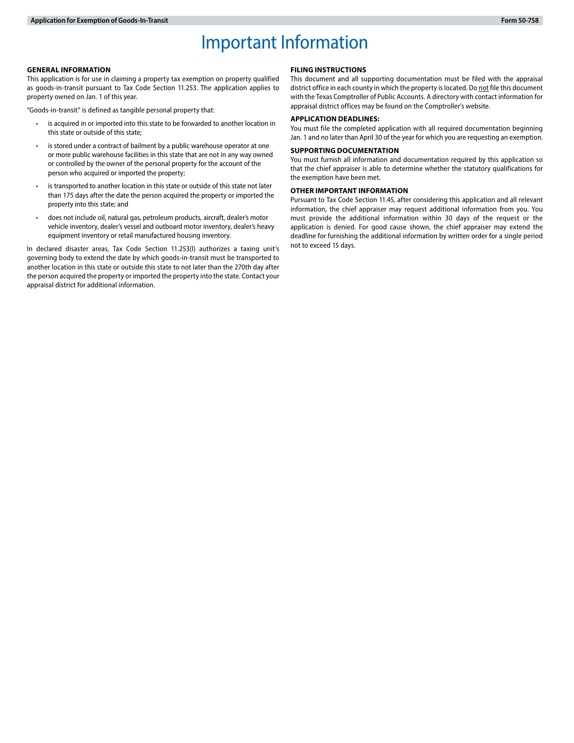# Important Information

### GENERAL INFORMATION

This application is for use in claiming a property tax exemption on property qualified as goods-in-transit pursuant to Tax Code Section 11.253. The application applies to property owned on Jan. 1 of this year.

"Goods-in-transit" is defined as tangible personal property that:

- is acquired in or imported into this state to be forwarded to another location in this state or outside of this state;
- is stored under a contract of bailment by a public warehouse operator at one or more public warehouse facilities in this state that are not in any way owned or controlled by the owner of the personal property for the account of the person who acquired or imported the property;
- is transported to another location in this state or outside of this state not later than 175 days after the date the person acquired the property or imported the property into this state; and
- does not include oil, natural gas, petroleum products, aircraft, dealer's motor vehicle inventory, dealer's vessel and outboard motor inventory, dealer's heavy equipment inventory or retail manufactured housing inventory.

In declared disaster areas, Tax Code Section 11.253(l) authorizes a taxing unit's governing body to extend the date by which goods-in-transit must be transported to another location in this state or outside this state to not later than the 270th day after the person acquired the property or imported the property into the state. Contact your appraisal district for additional information.

### FILING INSTRUCTIONS

This document and all supporting documentation must be filed with the appraisal district office in each county in which the property is located. Do not file this document with the Texas Comptroller of Public Accounts. A directory with contact information for appraisal district offices may be found on the Comptroller's website.

### APPLICATION DEADLINES:

You must file the completed application with all required documentation beginning Jan. 1 and no later than April 30 of the year for which you are requesting an exemption.

### SUPPORTING DOCUMENTATION

You must furnish all information and documentation required by this application so that the chief appraiser is able to determine whether the statutory qualifications for the exemption have been met.

### OTHER IMPORTANT INFORMATION

Pursuant to Tax Code Section 11.45, after considering this application and all relevant information, the chief appraiser may request additional information from you. You must provide the additional information within 30 days of the request or the application is denied. For good cause shown, the chief appraiser may extend the deadline for furnishing the additional information by written order for a single period not to exceed 15 days.